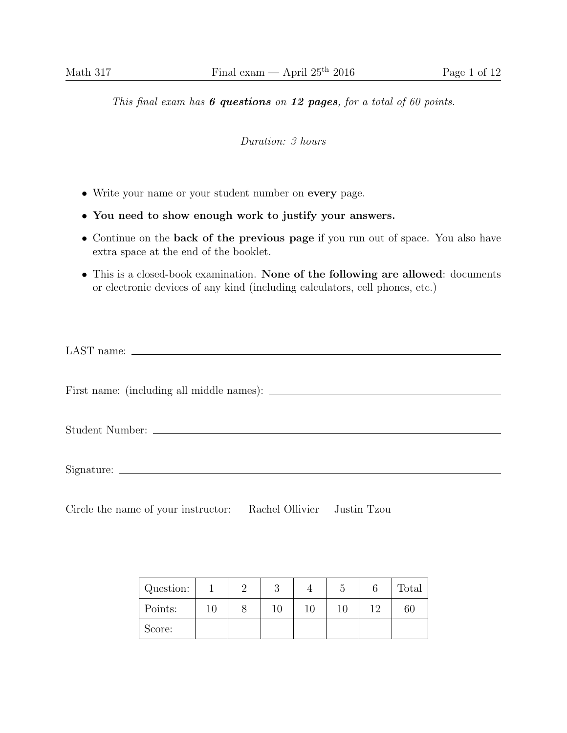*This final exam has **6 questions** on **12 pages**, for a total of 60 points.*

*Duration: 3 hours*

- Write your name or your student number on **every** page.
- **You need to show enough work to justify your answers.**
- Continue on the **back of the previous page** if you run out of space. You also have extra space at the end of the booklet.
- This is a closed-book examination. **None of the following are allowed**: documents or electronic devices of any kind (including calculators, cell phones, etc.)

LAST name: ______________________________

First name: (including all middle names): ______________________________

Student Number: ______________________________

Signature: ______________________________

Circle the name of your instructor: Rachel Ollivier Justin Tzou

| Question: | 1 | 2 | 3 | 4 | 5 | 6 | Total |
|---|---|---|---|---|---|---|---|
| Points: | 10 | 8 | 10 | 10 | 10 | 12 | 60 |
| Score: | | | | | | | |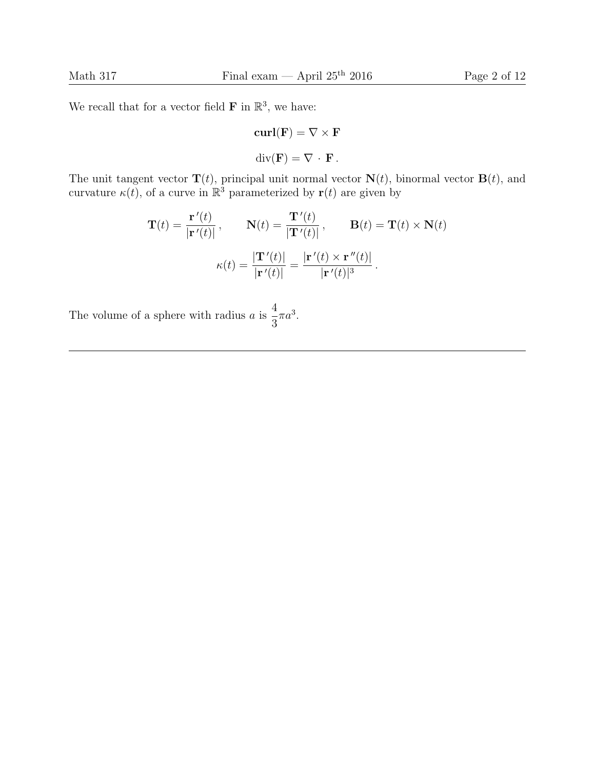We recall that for a vector field $\mathbf{F}$ in $\mathbb{R}^3$, we have:

$$\mathbf{curl}(\mathbf{F}) = \nabla \times \mathbf{F}$$

$$\text{div}(\mathbf{F}) = \nabla \cdot \mathbf{F}\,.$$

The unit tangent vector $\mathbf{T}(t)$, principal unit normal vector $\mathbf{N}(t)$, binormal vector $\mathbf{B}(t)$, and curvature $\kappa(t)$, of a curve in $\mathbb{R}^3$ parameterized by $\mathbf{r}(t)$ are given by

$$\mathbf{T}(t) = \frac{\mathbf{r}\,'(t)}{|\mathbf{r}\,'(t)|}\,, \qquad \mathbf{N}(t) = \frac{\mathbf{T}\,'(t)}{|\mathbf{T}\,'(t)|}\,, \qquad \mathbf{B}(t) = \mathbf{T}(t) \times \mathbf{N}(t)$$

$$\kappa(t) = \frac{|\mathbf{T}\,'(t)|}{|\mathbf{r}\,'(t)|} = \frac{|\mathbf{r}\,'(t) \times \mathbf{r}\,''(t)|}{|\mathbf{r}\,'(t)|^3}\,.$$

The volume of a sphere with radius $a$ is $\dfrac{4}{3}\pi a^3$.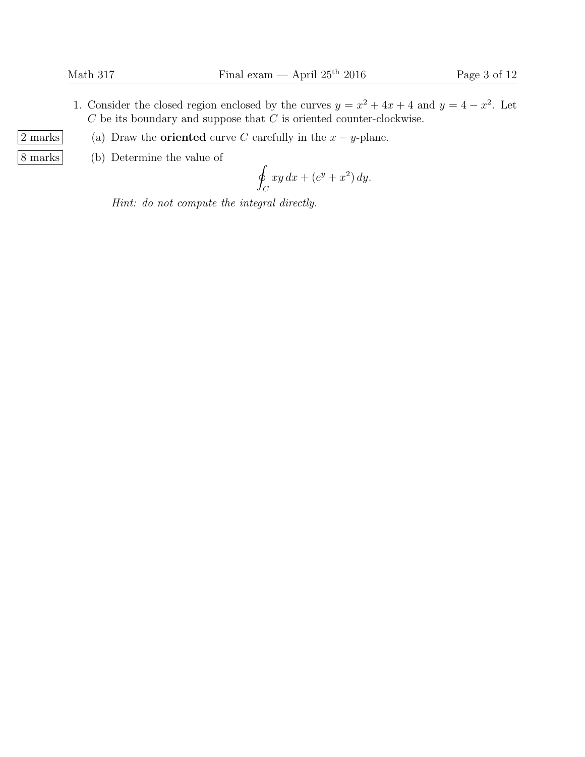1. Consider the closed region enclosed by the curves $y = x^2 + 4x + 4$ and $y = 4 - x^2$. Let $C$ be its boundary and suppose that $C$ is oriented counter-clockwise.

2 marks (a) Draw the **oriented** curve $C$ carefully in the $x - y$-plane.

8 marks (b) Determine the value of

$$\oint_C xy\,dx + (e^y + x^2)\,dy.$$

*Hint: do not compute the integral directly.*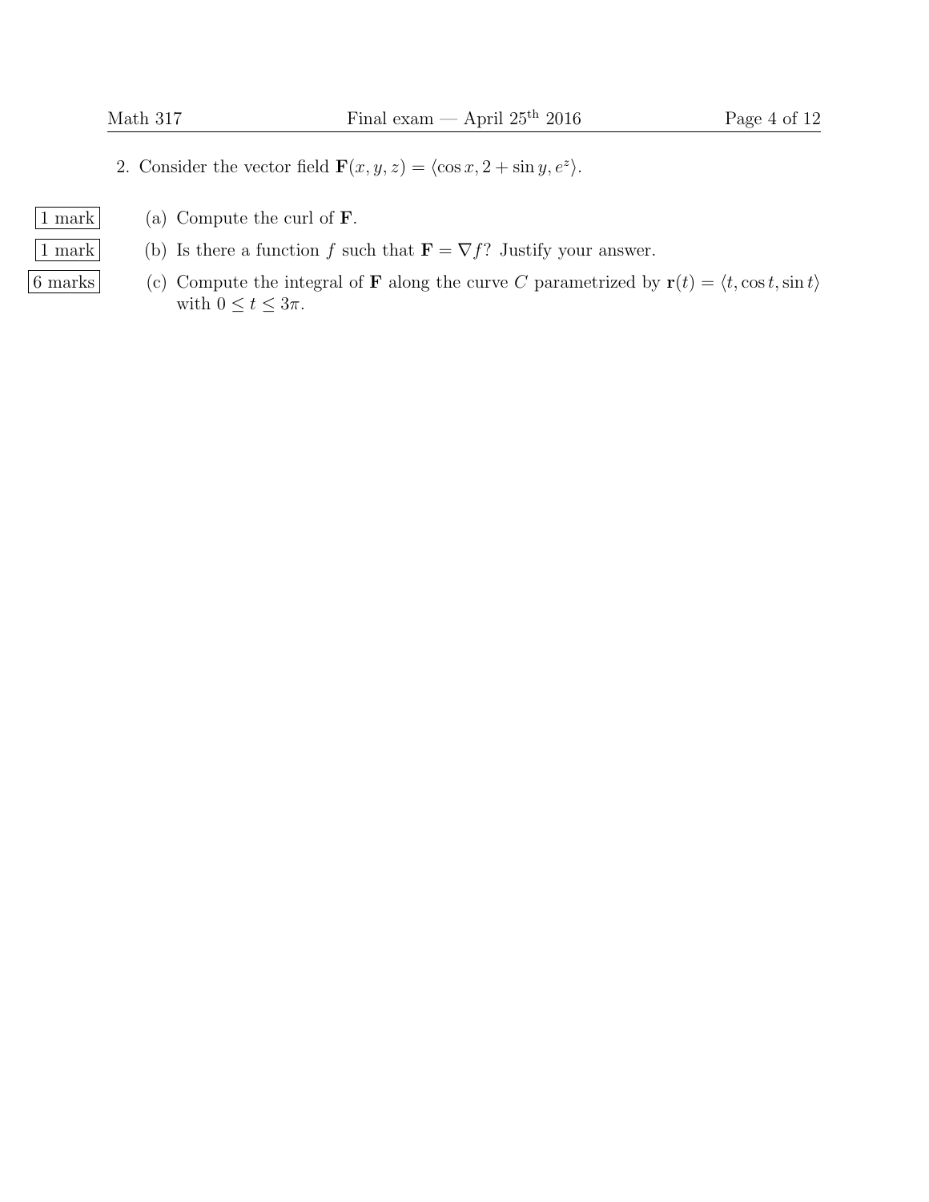2. Consider the vector field $\mathbf{F}(x, y, z) = \langle \cos x, 2 + \sin y, e^z \rangle$.

1 mark (a) Compute the curl of $\mathbf{F}$.

1 mark (b) Is there a function $f$ such that $\mathbf{F} = \nabla f$? Justify your answer.

6 marks (c) Compute the integral of $\mathbf{F}$ along the curve $C$ parametrized by $\mathbf{r}(t) = \langle t, \cos t, \sin t \rangle$ with $0 \leq t \leq 3\pi$.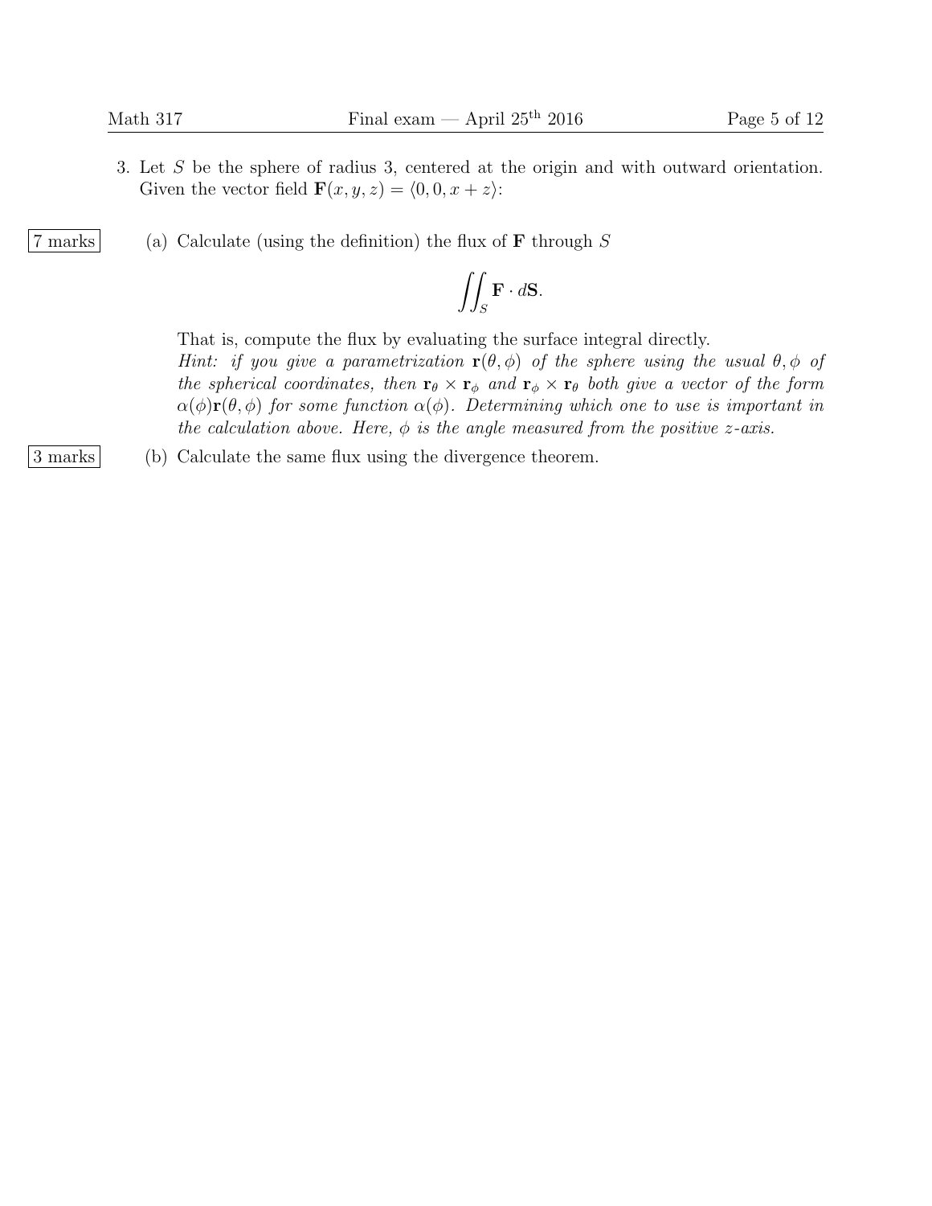3. Let $S$ be the sphere of radius 3, centered at the origin and with outward orientation. Given the vector field $\mathbf{F}(x, y, z) = \langle 0, 0, x + z \rangle$:

7 marks

(a) Calculate (using the definition) the flux of $\mathbf{F}$ through $S$

$$\iint_S \mathbf{F} \cdot d\mathbf{S}.$$

That is, compute the flux by evaluating the surface integral directly.
*Hint: if you give a parametrization $\mathbf{r}(\theta, \phi)$ of the sphere using the usual $\theta, \phi$ of the spherical coordinates, then $\mathbf{r}_\theta \times \mathbf{r}_\phi$ and $\mathbf{r}_\phi \times \mathbf{r}_\theta$ both give a vector of the form $\alpha(\phi)\mathbf{r}(\theta, \phi)$ for some function $\alpha(\phi)$. Determining which one to use is important in the calculation above. Here, $\phi$ is the angle measured from the positive $z$-axis.*

3 marks

(b) Calculate the same flux using the divergence theorem.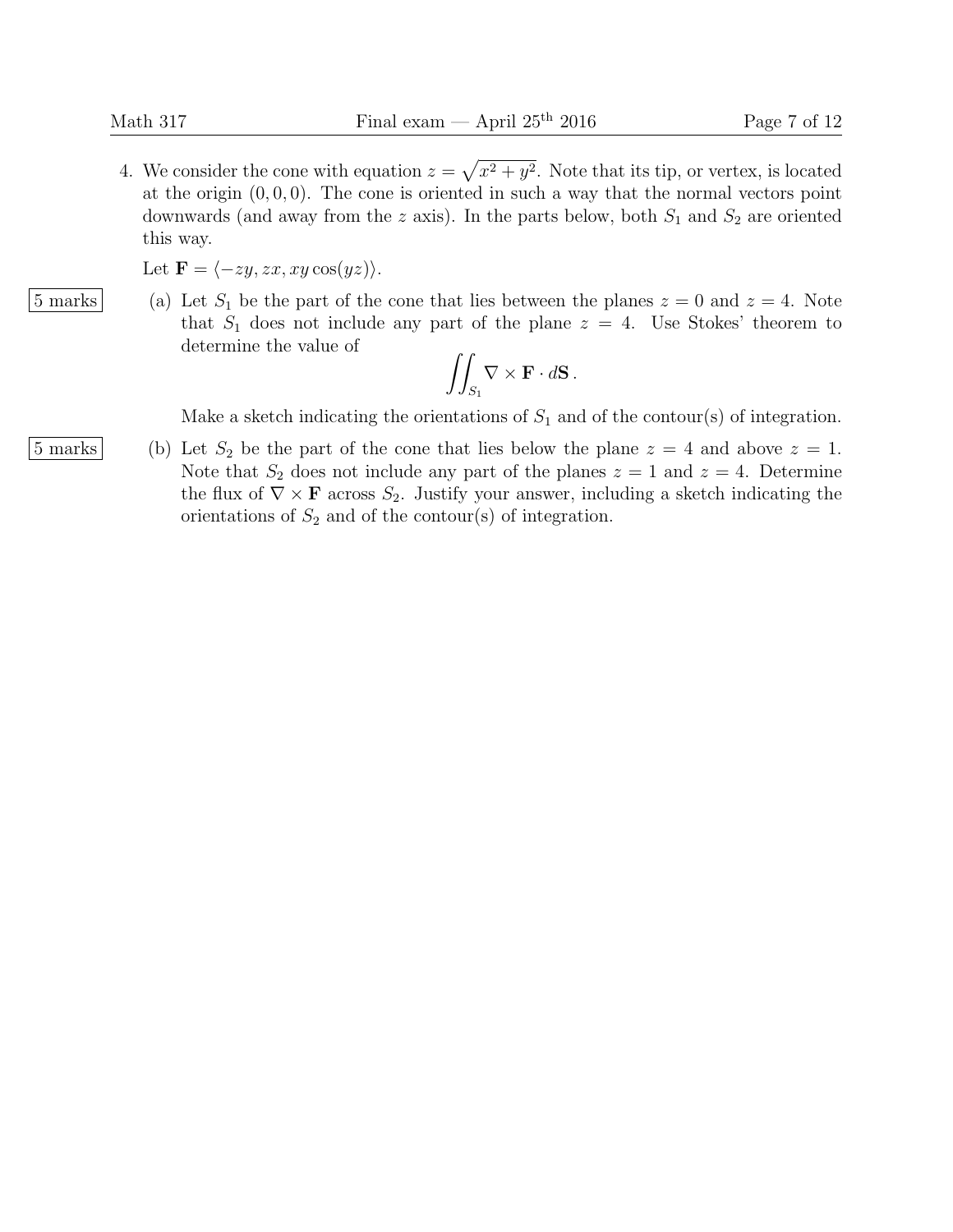4. We consider the cone with equation $z = \sqrt{x^2 + y^2}$. Note that its tip, or vertex, is located at the origin $(0, 0, 0)$. The cone is oriented in such a way that the normal vectors point downwards (and away from the $z$ axis). In the parts below, both $S_1$ and $S_2$ are oriented this way.

   Let $\mathbf{F} = \langle -zy, zx, xy \cos(yz) \rangle$.

   **5 marks** (a) Let $S_1$ be the part of the cone that lies between the planes $z = 0$ and $z = 4$. Note that $S_1$ does not include any part of the plane $z = 4$. Use Stokes' theorem to determine the value of

   $$\iint_{S_1} \nabla \times \mathbf{F} \cdot d\mathbf{S}\,.$$

   Make a sketch indicating the orientations of $S_1$ and of the contour(s) of integration.

   **5 marks** (b) Let $S_2$ be the part of the cone that lies below the plane $z = 4$ and above $z = 1$. Note that $S_2$ does not include any part of the planes $z = 1$ and $z = 4$. Determine the flux of $\nabla \times \mathbf{F}$ across $S_2$. Justify your answer, including a sketch indicating the orientations of $S_2$ and of the contour(s) of integration.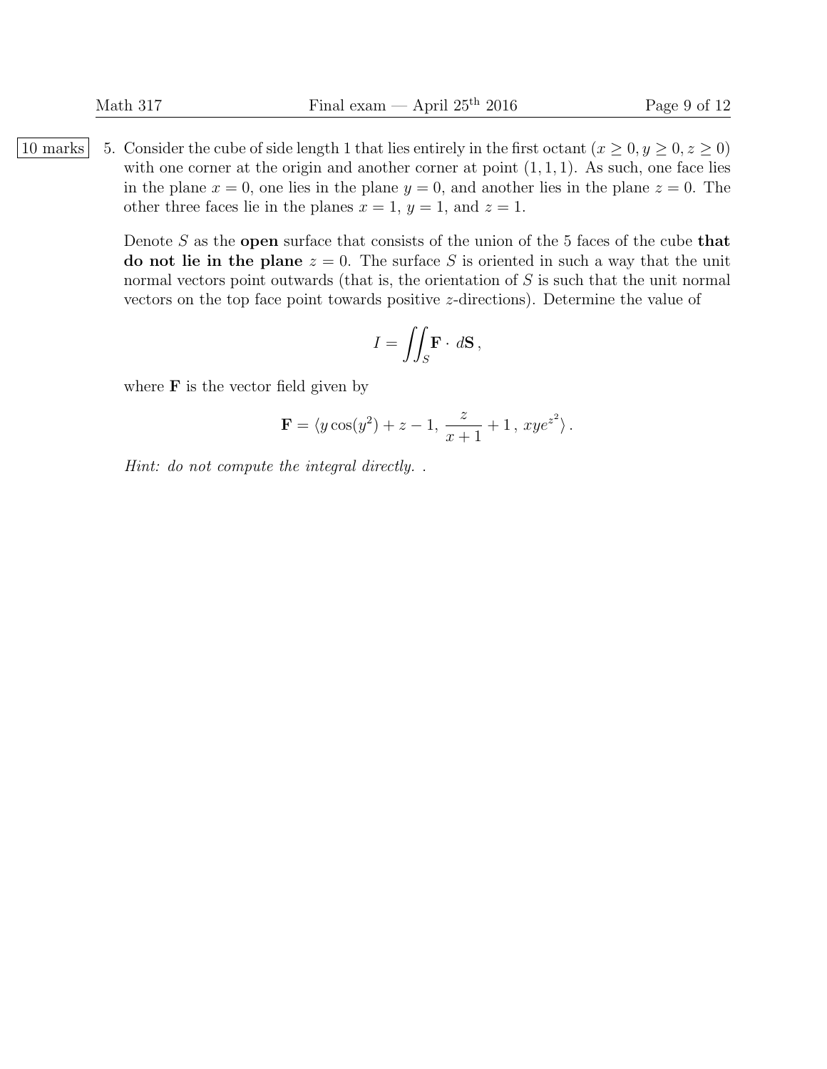10 marks

5. Consider the cube of side length 1 that lies entirely in the first octant ($x \geq 0, y \geq 0, z \geq 0$) with one corner at the origin and another corner at point $(1, 1, 1)$. As such, one face lies in the plane $x = 0$, one lies in the plane $y = 0$, and another lies in the plane $z = 0$. The other three faces lie in the planes $x = 1$, $y = 1$, and $z = 1$.

   Denote $S$ as the **open** surface that consists of the union of the 5 faces of the cube **that do not lie in the plane** $z = 0$. The surface $S$ is oriented in such a way that the unit normal vectors point outwards (that is, the orientation of $S$ is such that the unit normal vectors on the top face point towards positive $z$-directions). Determine the value of

$$I = \iint_S \mathbf{F} \cdot \, d\mathbf{S} \, ,$$

   where $\mathbf{F}$ is the vector field given by

$$\mathbf{F} = \langle y \cos(y^2) + z - 1, \, \frac{z}{x+1} + 1 \, , \, xye^{z^2} \rangle \, .$$

   *Hint: do not compute the integral directly.* .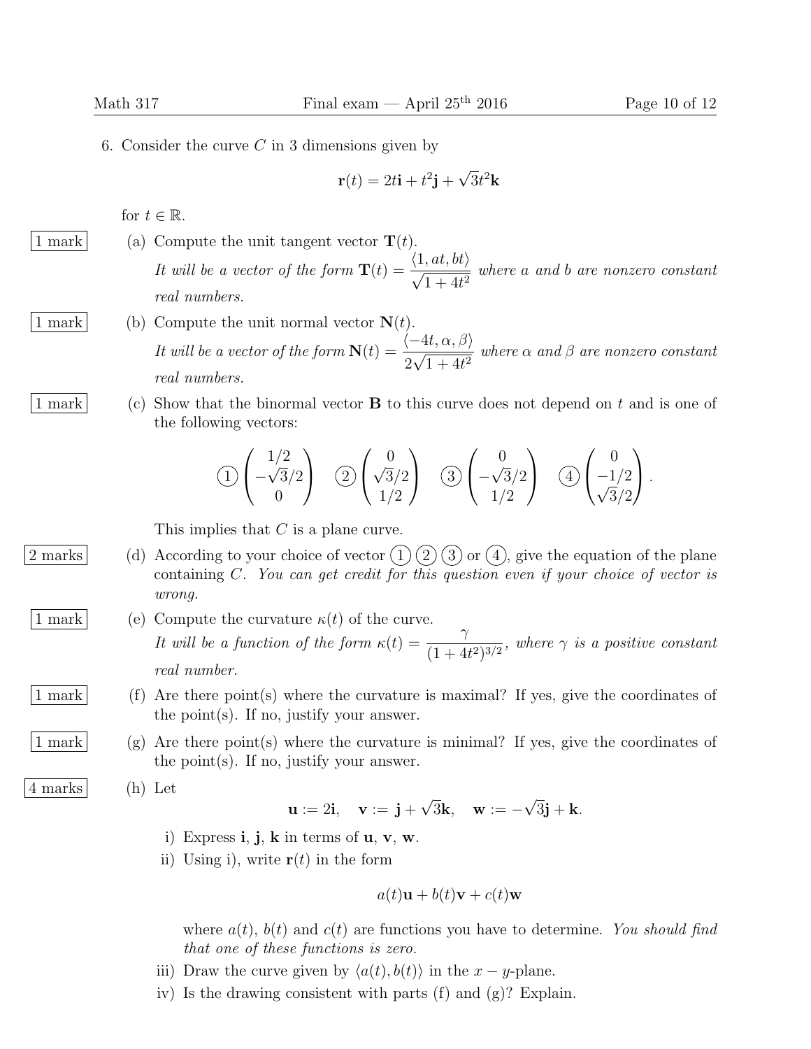6. Consider the curve $C$ in 3 dimensions given by

$$\mathbf{r}(t) = 2t\mathbf{i} + t^2\mathbf{j} + \sqrt{3}t^2\mathbf{k}$$

for $t \in \mathbb{R}$.

1 mark (a) Compute the unit tangent vector $\mathbf{T}(t)$.
*It will be a vector of the form* $\mathbf{T}(t) = \dfrac{\langle 1, at, bt\rangle}{\sqrt{1+4t^2}}$ *where $a$ and $b$ are nonzero constant real numbers.*

1 mark (b) Compute the unit normal vector $\mathbf{N}(t)$.
*It will be a vector of the form* $\mathbf{N}(t) = \dfrac{\langle -4t, \alpha, \beta\rangle}{2\sqrt{1+4t^2}}$ *where $\alpha$ and $\beta$ are nonzero constant real numbers.*

1 mark (c) Show that the binormal vector $\mathbf{B}$ to this curve does not depend on $t$ and is one of the following vectors:

$$① \begin{pmatrix} 1/2 \\ -\sqrt{3}/2 \\ 0 \end{pmatrix} \quad ② \begin{pmatrix} 0 \\ \sqrt{3}/2 \\ 1/2 \end{pmatrix} \quad ③ \begin{pmatrix} 0 \\ -\sqrt{3}/2 \\ 1/2 \end{pmatrix} \quad ④ \begin{pmatrix} 0 \\ -1/2 \\ \sqrt{3}/2 \end{pmatrix}.$$

This implies that $C$ is a plane curve.

2 marks (d) According to your choice of vector ① ② ③ or ④, give the equation of the plane containing $C$. *You can get credit for this question even if your choice of vector is wrong.*

1 mark (e) Compute the curvature $\kappa(t)$ of the curve.
*It will be a function of the form* $\kappa(t) = \dfrac{\gamma}{(1+4t^2)^{3/2}}$, *where $\gamma$ is a positive constant real number.*

1 mark (f) Are there point(s) where the curvature is maximal? If yes, give the coordinates of the point(s). If no, justify your answer.

1 mark (g) Are there point(s) where the curvature is minimal? If yes, give the coordinates of the point(s). If no, justify your answer.

4 marks (h) Let

$$\mathbf{u} := 2\mathbf{i}, \quad \mathbf{v} := \mathbf{j} + \sqrt{3}\mathbf{k}, \quad \mathbf{w} := -\sqrt{3}\mathbf{j} + \mathbf{k}.$$

i) Express $\mathbf{i}$, $\mathbf{j}$, $\mathbf{k}$ in terms of $\mathbf{u}$, $\mathbf{v}$, $\mathbf{w}$.

ii) Using i), write $\mathbf{r}(t)$ in the form

$$a(t)\mathbf{u} + b(t)\mathbf{v} + c(t)\mathbf{w}$$

where $a(t)$, $b(t)$ and $c(t)$ are functions you have to determine. *You should find that one of these functions is zero.*

iii) Draw the curve given by $\langle a(t), b(t)\rangle$ in the $x-y$-plane.

iv) Is the drawing consistent with parts (f) and (g)? Explain.